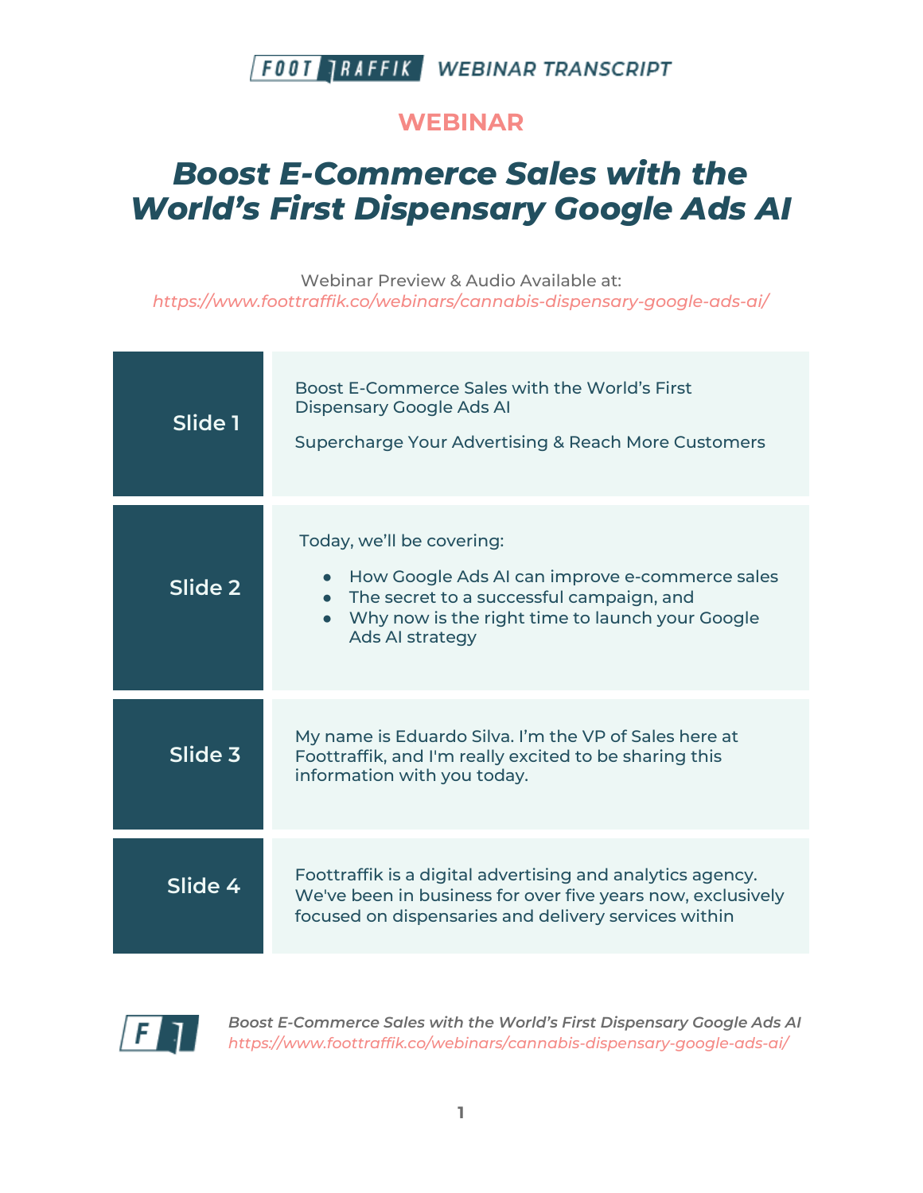# WEBINAR

# *Boost E-Commerce Sales with the World's First Dispensary Google Ads AI*

Webinar Preview & Audio Available at:
*https://www.foottraffik.co/webinars/cannabis-dispensary-google-ads-ai/*

| | |
|---|---|
| **Slide 1** | Boost E-Commerce Sales with the World's First Dispensary Google Ads AI<br><br>Supercharge Your Advertising & Reach More Customers |
| **Slide 2** | Today, we'll be covering:<br>• How Google Ads AI can improve e-commerce sales<br>• The secret to a successful campaign, and<br>• Why now is the right time to launch your Google Ads AI strategy |
| **Slide 3** | My name is Eduardo Silva. I'm the VP of Sales here at Foottraffik, and I'm really excited to be sharing this information with you today. |
| **Slide 4** | Foottraffik is a digital advertising and analytics agency. We've been in business for over five years now, exclusively focused on dispensaries and delivery services within |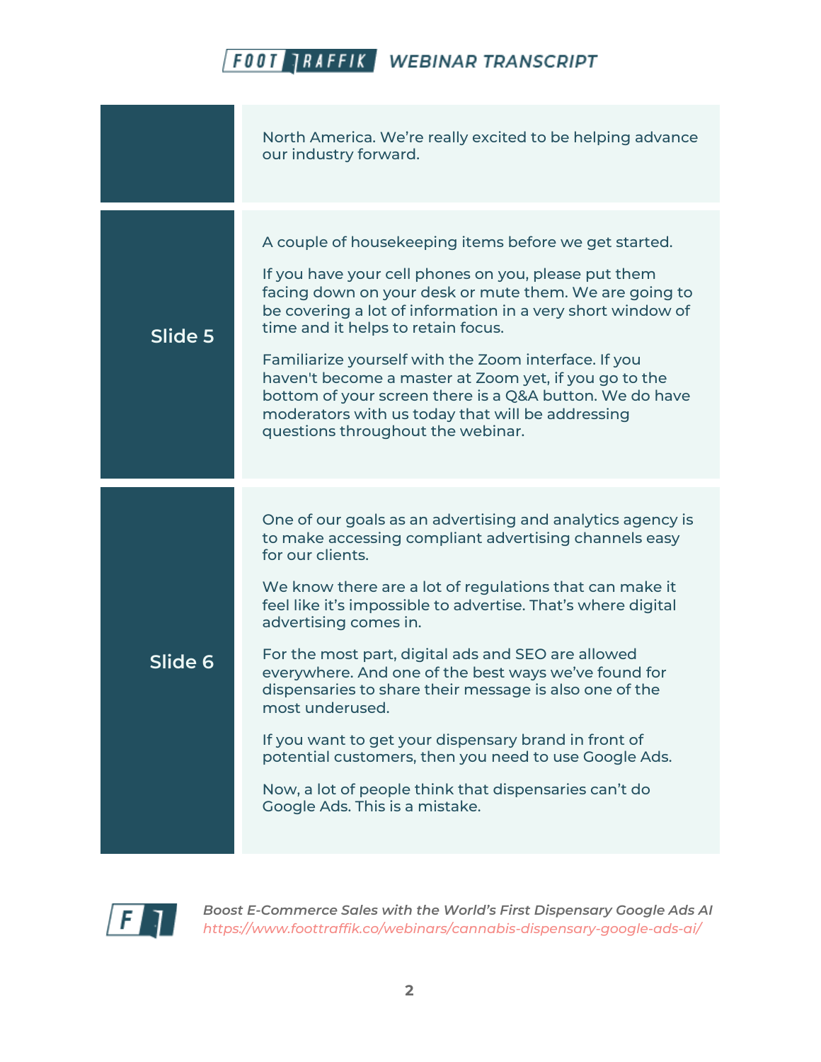| | |
|---|---|
| | North America. We're really excited to be helping advance our industry forward. |
| **Slide 5** | A couple of housekeeping items before we get started.<br><br>If you have your cell phones on you, please put them facing down on your desk or mute them. We are going to be covering a lot of information in a very short window of time and it helps to retain focus.<br><br>Familiarize yourself with the Zoom interface. If you haven't become a master at Zoom yet, if you go to the bottom of your screen there is a Q&A button. We do have moderators with us today that will be addressing questions throughout the webinar. |
| **Slide 6** | One of our goals as an advertising and analytics agency is to make accessing compliant advertising channels easy for our clients.<br><br>We know there are a lot of regulations that can make it feel like it's impossible to advertise. That's where digital advertising comes in.<br><br>For the most part, digital ads and SEO are allowed everywhere. And one of the best ways we've found for dispensaries to share their message is also one of the most underused.<br><br>If you want to get your dispensary brand in front of potential customers, then you need to use Google Ads.<br><br>Now, a lot of people think that dispensaries can't do Google Ads. This is a mistake. |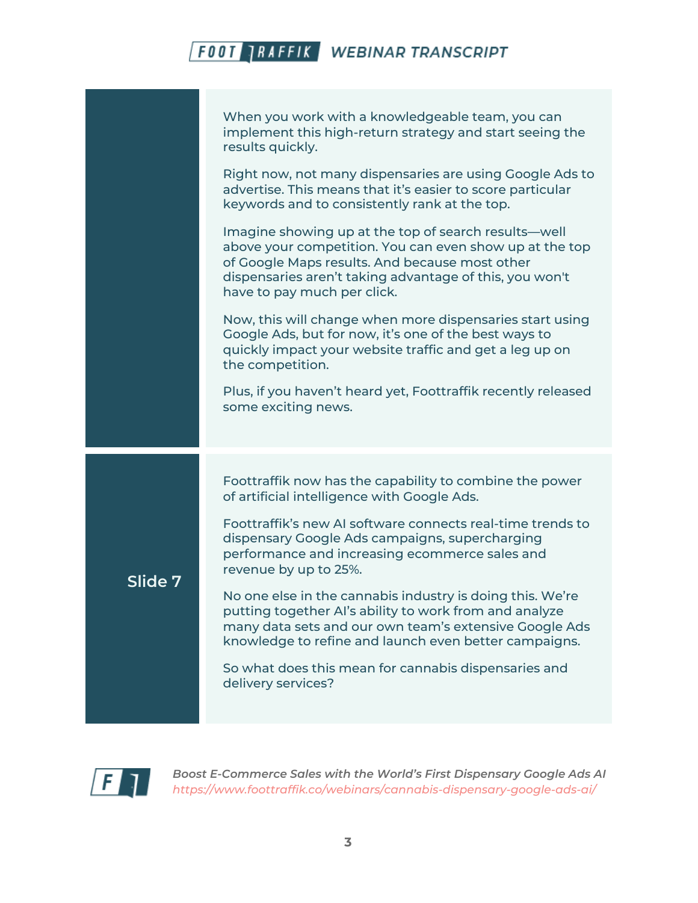When you work with a knowledgeable team, you can implement this high-return strategy and start seeing the results quickly.

Right now, not many dispensaries are using Google Ads to advertise. This means that it's easier to score particular keywords and to consistently rank at the top.

Imagine showing up at the top of search results—well above your competition. You can even show up at the top of Google Maps results. And because most other dispensaries aren't taking advantage of this, you won't have to pay much per click.

Now, this will change when more dispensaries start using Google Ads, but for now, it's one of the best ways to quickly impact your website traffic and get a leg up on the competition.

Plus, if you haven't heard yet, Foottraffik recently released some exciting news.

## Slide 7

Foottraffik now has the capability to combine the power of artificial intelligence with Google Ads.

Foottraffik's new AI software connects real-time trends to dispensary Google Ads campaigns, supercharging performance and increasing ecommerce sales and revenue by up to 25%.

No one else in the cannabis industry is doing this. We're putting together AI's ability to work from and analyze many data sets and our own team's extensive Google Ads knowledge to refine and launch even better campaigns.

So what does this mean for cannabis dispensaries and delivery services?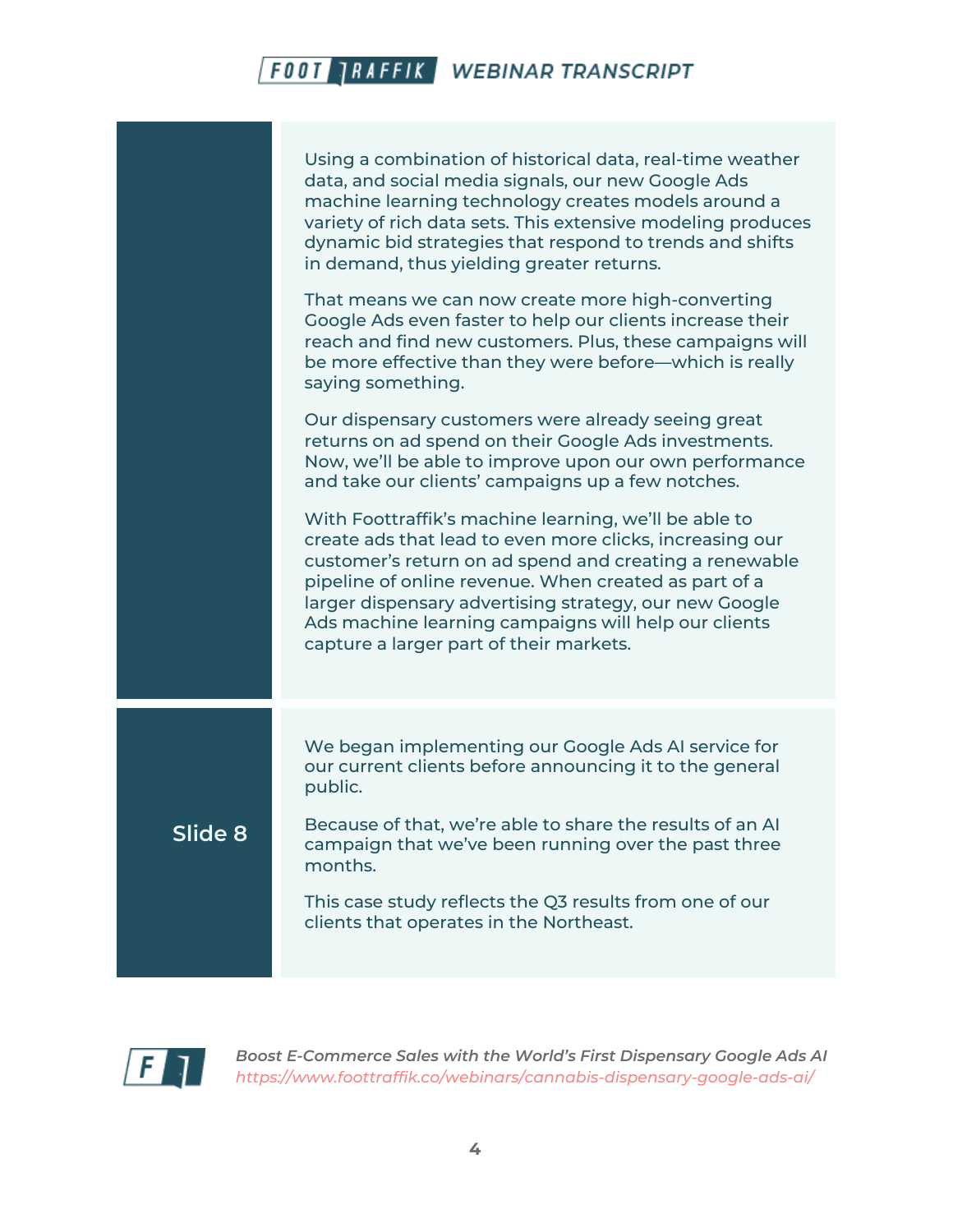Using a combination of historical data, real-time weather data, and social media signals, our new Google Ads machine learning technology creates models around a variety of rich data sets. This extensive modeling produces dynamic bid strategies that respond to trends and shifts in demand, thus yielding greater returns.

That means we can now create more high-converting Google Ads even faster to help our clients increase their reach and find new customers. Plus, these campaigns will be more effective than they were before—which is really saying something.

Our dispensary customers were already seeing great returns on ad spend on their Google Ads investments. Now, we'll be able to improve upon our own performance and take our clients' campaigns up a few notches.

With Foottraffik's machine learning, we'll be able to create ads that lead to even more clicks, increasing our customer's return on ad spend and creating a renewable pipeline of online revenue. When created as part of a larger dispensary advertising strategy, our new Google Ads machine learning campaigns will help our clients capture a larger part of their markets.

## Slide 8

We began implementing our Google Ads AI service for our current clients before announcing it to the general public.

Because of that, we're able to share the results of an AI campaign that we've been running over the past three months.

This case study reflects the Q3 results from one of our clients that operates in the Northeast.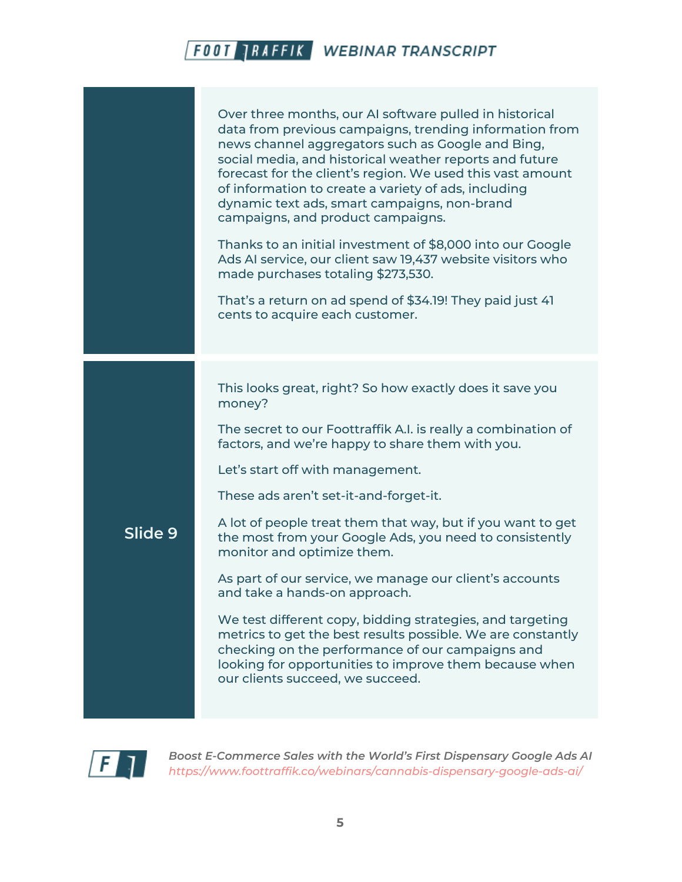| | |
|---|---|
| | Over three months, our AI software pulled in historical data from previous campaigns, trending information from news channel aggregators such as Google and Bing, social media, and historical weather reports and future forecast for the client's region. We used this vast amount of information to create a variety of ads, including dynamic text ads, smart campaigns, non-brand campaigns, and product campaigns.<br><br>Thanks to an initial investment of $8,000 into our Google Ads AI service, our client saw 19,437 website visitors who made purchases totaling $273,530.<br><br>That's a return on ad spend of $34.19! They paid just 41 cents to acquire each customer. |
| Slide 9 | This looks great, right? So how exactly does it save you money?<br><br>The secret to our Foottraffik A.I. is really a combination of factors, and we're happy to share them with you.<br><br>Let's start off with management.<br><br>These ads aren't set-it-and-forget-it.<br><br>A lot of people treat them that way, but if you want to get the most from your Google Ads, you need to consistently monitor and optimize them.<br><br>As part of our service, we manage our client's accounts and take a hands-on approach.<br><br>We test different copy, bidding strategies, and targeting metrics to get the best results possible. We are constantly checking on the performance of our campaigns and looking for opportunities to improve them because when our clients succeed, we succeed. |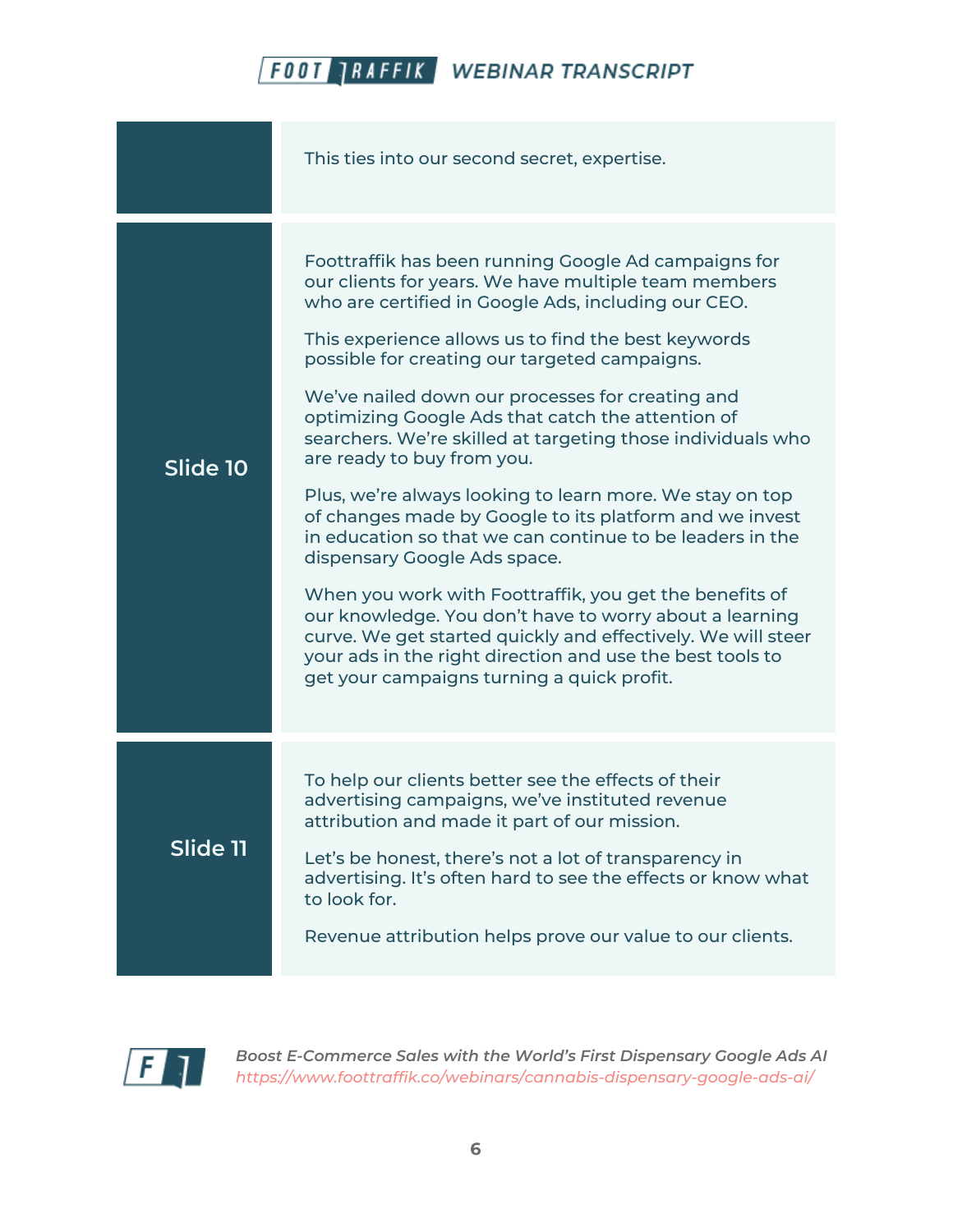| | |
|---|---|
| | This ties into our second secret, expertise. |
| **Slide 10** | Foottraffik has been running Google Ad campaigns for our clients for years. We have multiple team members who are certified in Google Ads, including our CEO.<br><br>This experience allows us to find the best keywords possible for creating our targeted campaigns.<br><br>We've nailed down our processes for creating and optimizing Google Ads that catch the attention of searchers. We're skilled at targeting those individuals who are ready to buy from you.<br><br>Plus, we're always looking to learn more. We stay on top of changes made by Google to its platform and we invest in education so that we can continue to be leaders in the dispensary Google Ads space.<br><br>When you work with Foottraffik, you get the benefits of our knowledge. You don't have to worry about a learning curve. We get started quickly and effectively. We will steer your ads in the right direction and use the best tools to get your campaigns turning a quick profit. |
| **Slide 11** | To help our clients better see the effects of their advertising campaigns, we've instituted revenue attribution and made it part of our mission.<br><br>Let's be honest, there's not a lot of transparency in advertising. It's often hard to see the effects or know what to look for.<br><br>Revenue attribution helps prove our value to our clients. |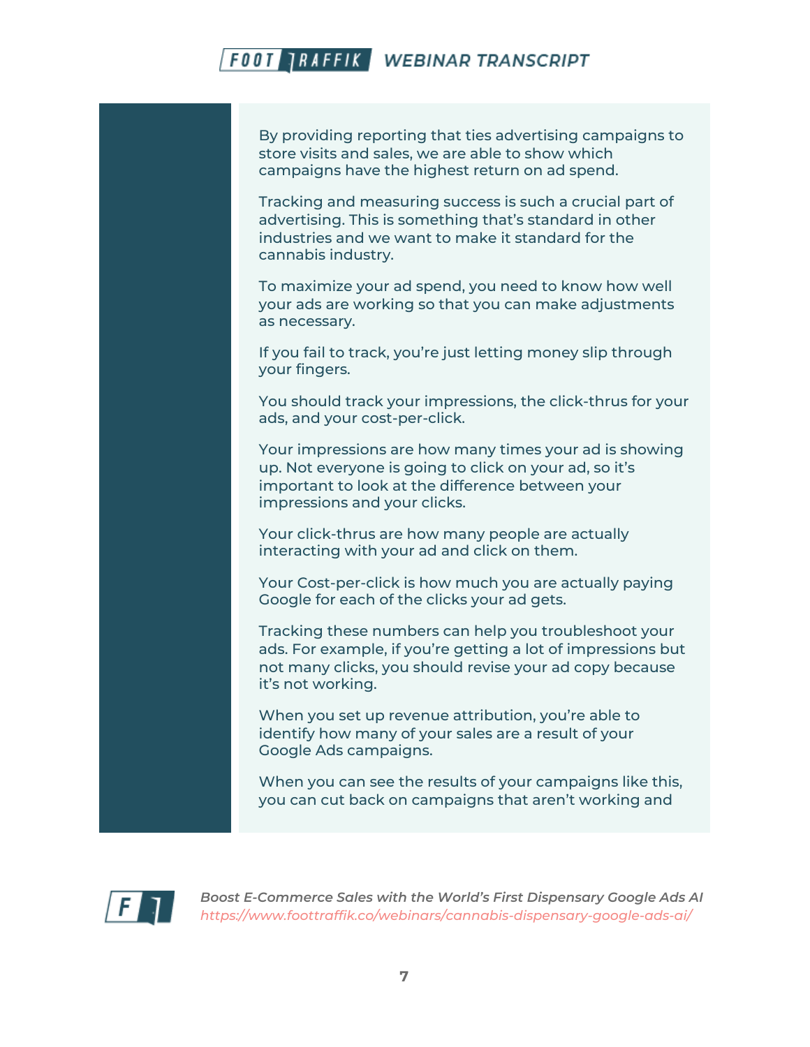By providing reporting that ties advertising campaigns to store visits and sales, we are able to show which campaigns have the highest return on ad spend.

Tracking and measuring success is such a crucial part of advertising. This is something that's standard in other industries and we want to make it standard for the cannabis industry.

To maximize your ad spend, you need to know how well your ads are working so that you can make adjustments as necessary.

If you fail to track, you're just letting money slip through your fingers.

You should track your impressions, the click-thrus for your ads, and your cost-per-click.

Your impressions are how many times your ad is showing up. Not everyone is going to click on your ad, so it's important to look at the difference between your impressions and your clicks.

Your click-thrus are how many people are actually interacting with your ad and click on them.

Your Cost-per-click is how much you are actually paying Google for each of the clicks your ad gets.

Tracking these numbers can help you troubleshoot your ads. For example, if you're getting a lot of impressions but not many clicks, you should revise your ad copy because it's not working.

When you set up revenue attribution, you're able to identify how many of your sales are a result of your Google Ads campaigns.

When you can see the results of your campaigns like this, you can cut back on campaigns that aren't working and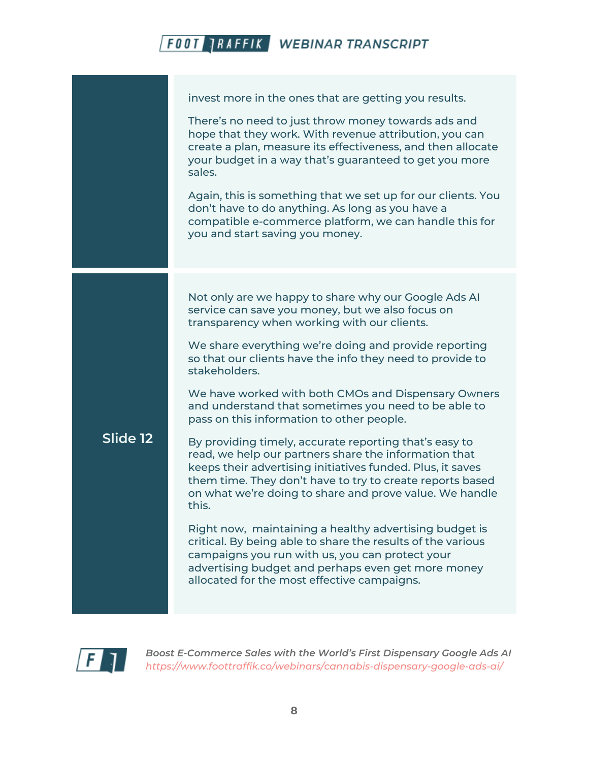invest more in the ones that are getting you results.

There's no need to just throw money towards ads and hope that they work. With revenue attribution, you can create a plan, measure its effectiveness, and then allocate your budget in a way that's guaranteed to get you more sales.

Again, this is something that we set up for our clients. You don't have to do anything. As long as you have a compatible e-commerce platform, we can handle this for you and start saving you money.

## Slide 12

Not only are we happy to share why our Google Ads AI service can save you money, but we also focus on transparency when working with our clients.

We share everything we're doing and provide reporting so that our clients have the info they need to provide to stakeholders.

We have worked with both CMOs and Dispensary Owners and understand that sometimes you need to be able to pass on this information to other people.

By providing timely, accurate reporting that's easy to read, we help our partners share the information that keeps their advertising initiatives funded. Plus, it saves them time. They don't have to try to create reports based on what we're doing to share and prove value. We handle this.

Right now, maintaining a healthy advertising budget is critical. By being able to share the results of the various campaigns you run with us, you can protect your advertising budget and perhaps even get more money allocated for the most effective campaigns.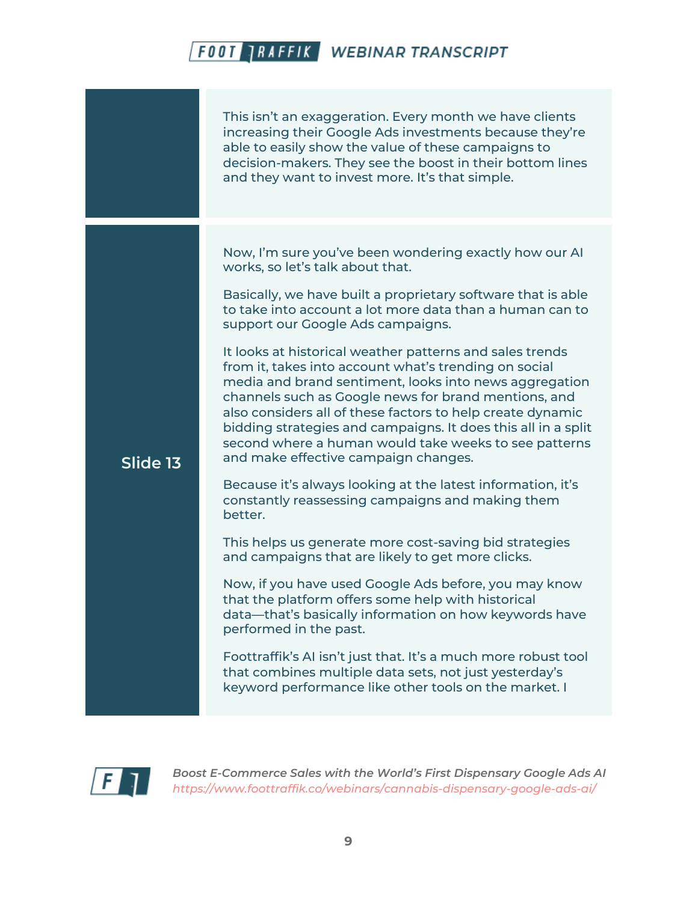| | |
|---|---|
| | This isn't an exaggeration. Every month we have clients increasing their Google Ads investments because they're able to easily show the value of these campaigns to decision-makers. They see the boost in their bottom lines and they want to invest more. It's that simple. |
| **Slide 13** | Now, I'm sure you've been wondering exactly how our AI works, so let's talk about that.<br><br>Basically, we have built a proprietary software that is able to take into account a lot more data than a human can to support our Google Ads campaigns.<br><br>It looks at historical weather patterns and sales trends from it, takes into account what's trending on social media and brand sentiment, looks into news aggregation channels such as Google news for brand mentions, and also considers all of these factors to help create dynamic bidding strategies and campaigns. It does this all in a split second where a human would take weeks to see patterns and make effective campaign changes.<br><br>Because it's always looking at the latest information, it's constantly reassessing campaigns and making them better.<br><br>This helps us generate more cost-saving bid strategies and campaigns that are likely to get more clicks.<br><br>Now, if you have used Google Ads before, you may know that the platform offers some help with historical data—that's basically information on how keywords have performed in the past.<br><br>Foottraffik's AI isn't just that. It's a much more robust tool that combines multiple data sets, not just yesterday's keyword performance like other tools on the market. I |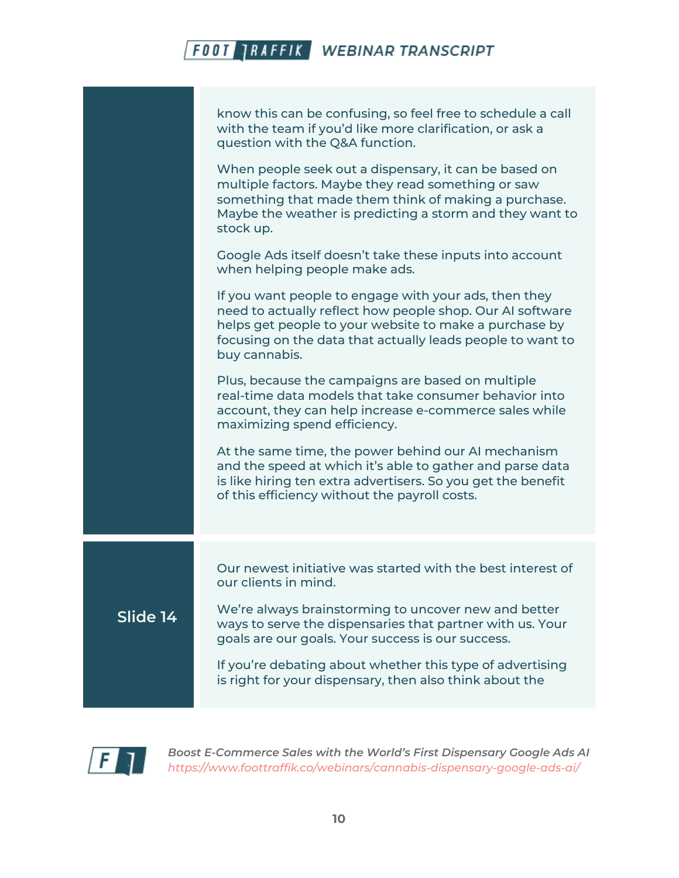know this can be confusing, so feel free to schedule a call with the team if you'd like more clarification, or ask a question with the Q&A function.

When people seek out a dispensary, it can be based on multiple factors. Maybe they read something or saw something that made them think of making a purchase. Maybe the weather is predicting a storm and they want to stock up.

Google Ads itself doesn't take these inputs into account when helping people make ads.

If you want people to engage with your ads, then they need to actually reflect how people shop. Our AI software helps get people to your website to make a purchase by focusing on the data that actually leads people to want to buy cannabis.

Plus, because the campaigns are based on multiple real-time data models that take consumer behavior into account, they can help increase e-commerce sales while maximizing spend efficiency.

At the same time, the power behind our AI mechanism and the speed at which it's able to gather and parse data is like hiring ten extra advertisers. So you get the benefit of this efficiency without the payroll costs.

## Slide 14

Our newest initiative was started with the best interest of our clients in mind.

We're always brainstorming to uncover new and better ways to serve the dispensaries that partner with us. Your goals are our goals. Your success is our success.

If you're debating about whether this type of advertising is right for your dispensary, then also think about the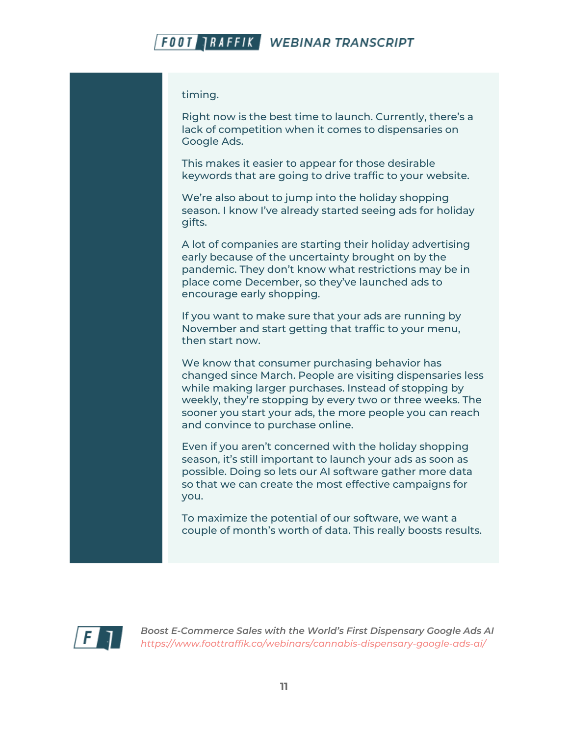timing.

Right now is the best time to launch. Currently, there's a lack of competition when it comes to dispensaries on Google Ads.

This makes it easier to appear for those desirable keywords that are going to drive traffic to your website.

We're also about to jump into the holiday shopping season. I know I've already started seeing ads for holiday gifts.

A lot of companies are starting their holiday advertising early because of the uncertainty brought on by the pandemic. They don't know what restrictions may be in place come December, so they've launched ads to encourage early shopping.

If you want to make sure that your ads are running by November and start getting that traffic to your menu, then start now.

We know that consumer purchasing behavior has changed since March. People are visiting dispensaries less while making larger purchases. Instead of stopping by weekly, they're stopping by every two or three weeks. The sooner you start your ads, the more people you can reach and convince to purchase online.

Even if you aren't concerned with the holiday shopping season, it's still important to launch your ads as soon as possible. Doing so lets our AI software gather more data so that we can create the most effective campaigns for you.

To maximize the potential of our software, we want a couple of month's worth of data. This really boosts results.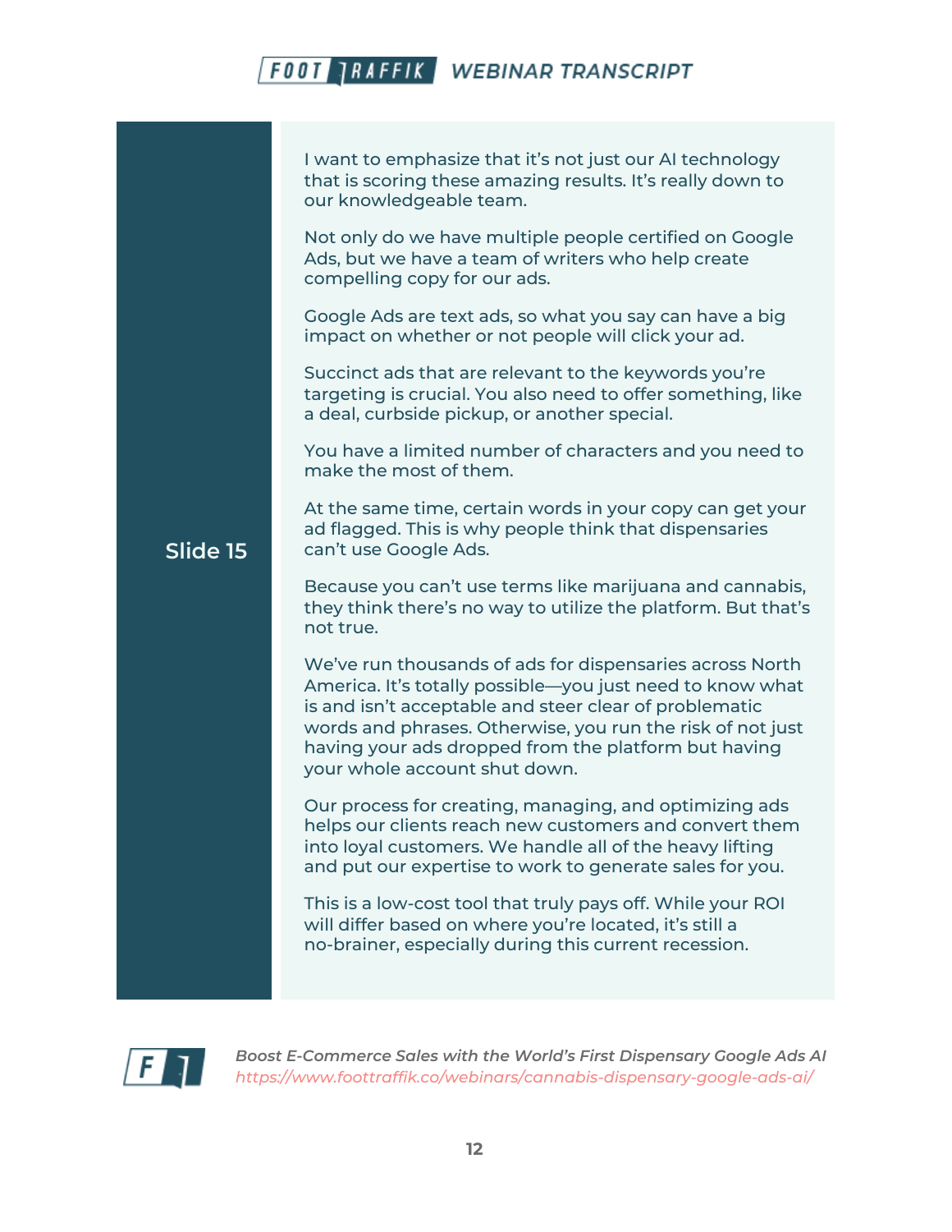**Slide 15**

I want to emphasize that it's not just our AI technology that is scoring these amazing results. It's really down to our knowledgeable team.

Not only do we have multiple people certified on Google Ads, but we have a team of writers who help create compelling copy for our ads.

Google Ads are text ads, so what you say can have a big impact on whether or not people will click your ad.

Succinct ads that are relevant to the keywords you're targeting is crucial. You also need to offer something, like a deal, curbside pickup, or another special.

You have a limited number of characters and you need to make the most of them.

At the same time, certain words in your copy can get your ad flagged. This is why people think that dispensaries can't use Google Ads.

Because you can't use terms like marijuana and cannabis, they think there's no way to utilize the platform. But that's not true.

We've run thousands of ads for dispensaries across North America. It's totally possible—you just need to know what is and isn't acceptable and steer clear of problematic words and phrases. Otherwise, you run the risk of not just having your ads dropped from the platform but having your whole account shut down.

Our process for creating, managing, and optimizing ads helps our clients reach new customers and convert them into loyal customers. We handle all of the heavy lifting and put our expertise to work to generate sales for you.

This is a low-cost tool that truly pays off. While your ROI will differ based on where you're located, it's still a no-brainer, especially during this current recession.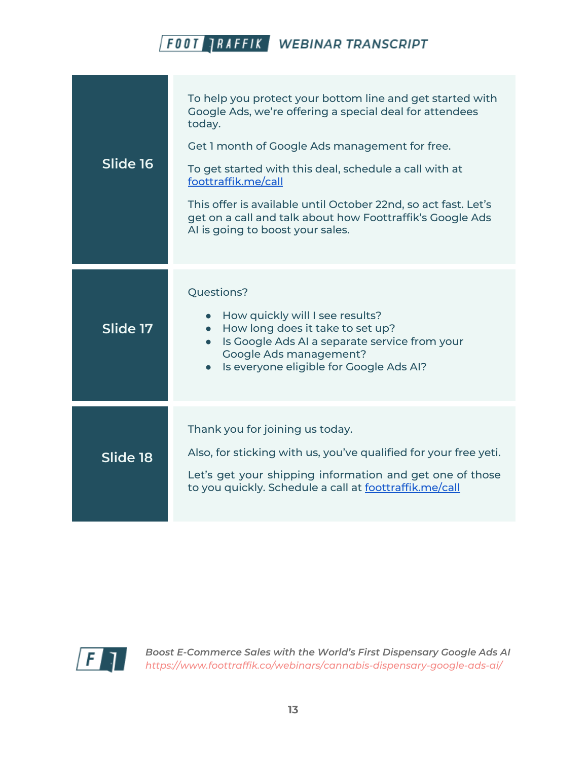| | |
|---|---|
| **Slide 16** | To help you protect your bottom line and get started with Google Ads, we're offering a special deal for attendees today.<br><br>Get 1 month of Google Ads management for free.<br><br>To get started with this deal, schedule a call with at [foottraffik.me/call](foottraffik.me/call)<br><br>This offer is available until October 22nd, so act fast. Let's get on a call and talk about how Foottraffik's Google Ads AI is going to boost your sales. |
| **Slide 17** | Questions?<br><br>● How quickly will I see results?<br>● How long does it take to set up?<br>● Is Google Ads AI a separate service from your Google Ads management?<br>● Is everyone eligible for Google Ads AI? |
| **Slide 18** | Thank you for joining us today.<br><br>Also, for sticking with us, you've qualified for your free yeti.<br><br>Let's get your shipping information and get one of those to you quickly. Schedule a call at [foottraffik.me/call](foottraffik.me/call) |